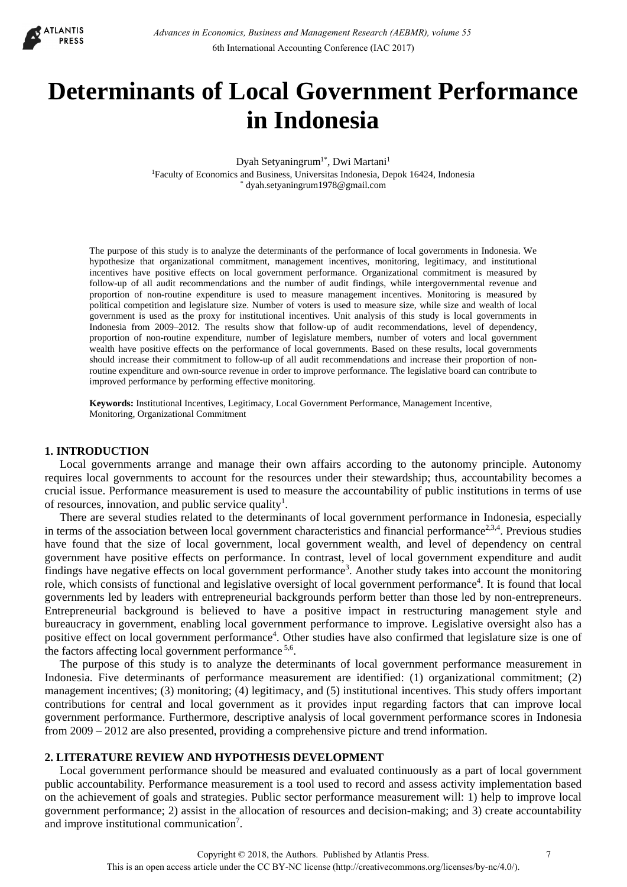# Determinants of Local Government Performance in Indonesia

Dyah Setyaningrum[1*], Dwi Martani[1]

[1]Faculty of Economics and Business, Universitas Indonesia, Depok 16424, Indonesia

[*] dyah.setyaningrum1978@gmail.com

The purpose of this study is to analyze the determinants of the performance of local governments in Indonesia. We hypothesize that organizational commitment, management incentives, monitoring, legitimacy, and institutional incentives have positive effects on local government performance. Organizational commitment is measured by follow-up of all audit recommendations and the number of audit findings, while intergovernmental revenue and proportion of non-routine expenditure is used to measure management incentives. Monitoring is measured by political competition and legislature size. Number of voters is used to measure size, while size and wealth of local government is used as the proxy for institutional incentives. Unit analysis of this study is local governments in Indonesia from 2009–2012. The results show that follow-up of audit recommendations, level of dependency, proportion of non-routine expenditure, number of legislature members, number of voters and local government wealth have positive effects on the performance of local governments. Based on these results, local governments should increase their commitment to follow-up of all audit recommendations and increase their proportion of non-routine expenditure and own-source revenue in order to improve performance. The legislative board can contribute to improved performance by performing effective monitoring.

**Keywords:** Institutional Incentives, Legitimacy, Local Government Performance, Management Incentive, Monitoring, Organizational Commitment

## 1. INTRODUCTION

Local governments arrange and manage their own affairs according to the autonomy principle. Autonomy requires local governments to account for the resources under their stewardship; thus, accountability becomes a crucial issue. Performance measurement is used to measure the accountability of public institutions in terms of use of resources, innovation, and public service quality[1].

There are several studies related to the determinants of local government performance in Indonesia, especially in terms of the association between local government characteristics and financial performance[2,3,4]. Previous studies have found that the size of local government, local government wealth, and level of dependency on central government have positive effects on performance. In contrast, level of local government expenditure and audit findings have negative effects on local government performance[3]. Another study takes into account the monitoring role, which consists of functional and legislative oversight of local government performance[4]. It is found that local governments led by leaders with entrepreneurial backgrounds perform better than those led by non-entrepreneurs. Entrepreneurial background is believed to have a positive impact in restructuring management style and bureaucracy in government, enabling local government performance to improve. Legislative oversight also has a positive effect on local government performance[4]. Other studies have also confirmed that legislature size is one of the factors affecting local government performance[5,6].

The purpose of this study is to analyze the determinants of local government performance measurement in Indonesia. Five determinants of performance measurement are identified: (1) organizational commitment; (2) management incentives; (3) monitoring; (4) legitimacy, and (5) institutional incentives. This study offers important contributions for central and local government as it provides input regarding factors that can improve local government performance. Furthermore, descriptive analysis of local government performance scores in Indonesia from 2009 – 2012 are also presented, providing a comprehensive picture and trend information.

## 2. LITERATURE REVIEW AND HYPOTHESIS DEVELOPMENT

Local government performance should be measured and evaluated continuously as a part of local government public accountability. Performance measurement is a tool used to record and assess activity implementation based on the achievement of goals and strategies. Public sector performance measurement will: 1) help to improve local government performance; 2) assist in the allocation of resources and decision-making; and 3) create accountability and improve institutional communication[7].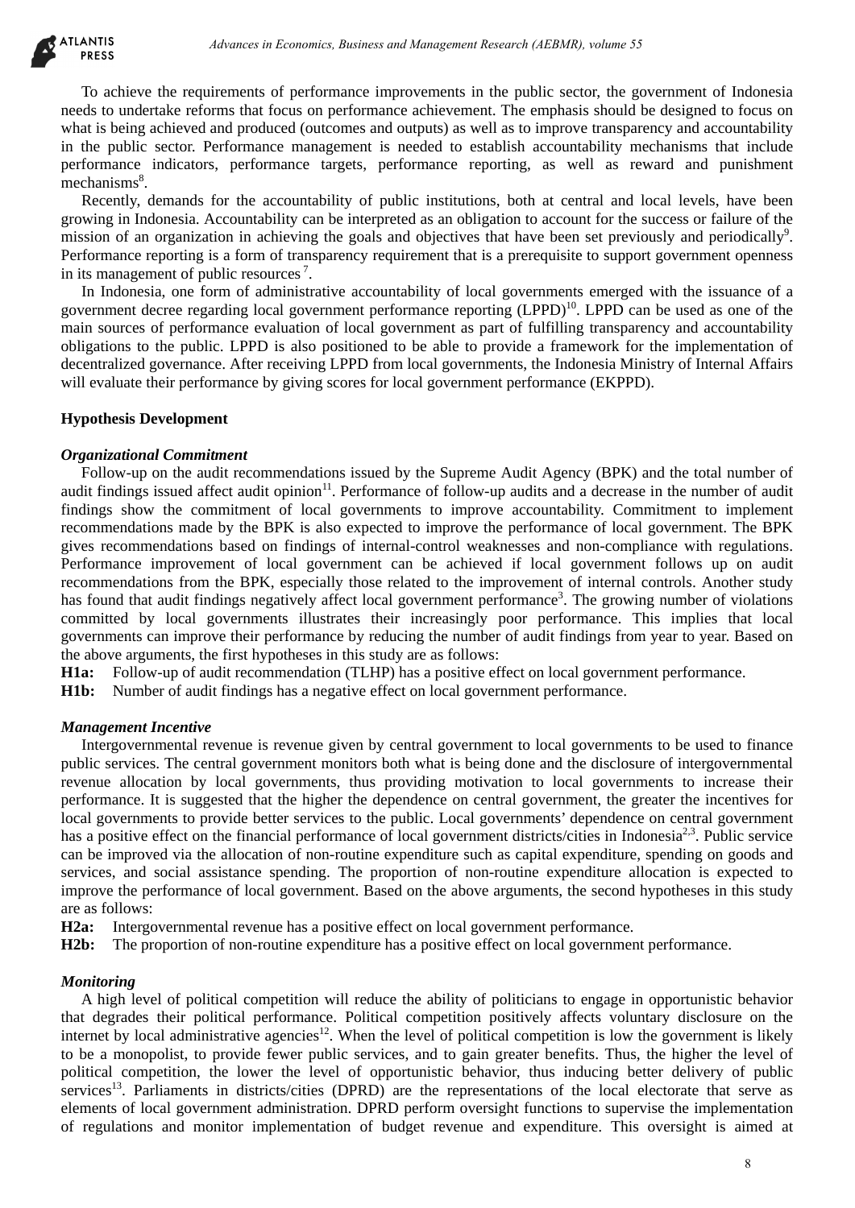To achieve the requirements of performance improvements in the public sector, the government of Indonesia needs to undertake reforms that focus on performance achievement. The emphasis should be designed to focus on what is being achieved and produced (outcomes and outputs) as well as to improve transparency and accountability in the public sector. Performance management is needed to establish accountability mechanisms that include performance indicators, performance targets, performance reporting, as well as reward and punishment mechanisms[8].

Recently, demands for the accountability of public institutions, both at central and local levels, have been growing in Indonesia. Accountability can be interpreted as an obligation to account for the success or failure of the mission of an organization in achieving the goals and objectives that have been set previously and periodically[9]. Performance reporting is a form of transparency requirement that is a prerequisite to support government openness in its management of public resources [7].

In Indonesia, one form of administrative accountability of local governments emerged with the issuance of a government decree regarding local government performance reporting (LPPD)[10]. LPPD can be used as one of the main sources of performance evaluation of local government as part of fulfilling transparency and accountability obligations to the public. LPPD is also positioned to be able to provide a framework for the implementation of decentralized governance. After receiving LPPD from local governments, the Indonesia Ministry of Internal Affairs will evaluate their performance by giving scores for local government performance (EKPPD).

## Hypothesis Development

### *Organizational Commitment*

Follow-up on the audit recommendations issued by the Supreme Audit Agency (BPK) and the total number of audit findings issued affect audit opinion[11]. Performance of follow-up audits and a decrease in the number of audit findings show the commitment of local governments to improve accountability. Commitment to implement recommendations made by the BPK is also expected to improve the performance of local government. The BPK gives recommendations based on findings of internal-control weaknesses and non-compliance with regulations. Performance improvement of local government can be achieved if local government follows up on audit recommendations from the BPK, especially those related to the improvement of internal controls. Another study has found that audit findings negatively affect local government performance[3]. The growing number of violations committed by local governments illustrates their increasingly poor performance. This implies that local governments can improve their performance by reducing the number of audit findings from year to year. Based on the above arguments, the first hypotheses in this study are as follows:

**H1a:** Follow-up of audit recommendation (TLHP) has a positive effect on local government performance.

**H1b:** Number of audit findings has a negative effect on local government performance.

### *Management Incentive*

Intergovernmental revenue is revenue given by central government to local governments to be used to finance public services. The central government monitors both what is being done and the disclosure of intergovernmental revenue allocation by local governments, thus providing motivation to local governments to increase their performance. It is suggested that the higher the dependence on central government, the greater the incentives for local governments to provide better services to the public. Local governments' dependence on central government has a positive effect on the financial performance of local government districts/cities in Indonesia[2,3]. Public service can be improved via the allocation of non-routine expenditure such as capital expenditure, spending on goods and services, and social assistance spending. The proportion of non-routine expenditure allocation is expected to improve the performance of local government. Based on the above arguments, the second hypotheses in this study are as follows:

**H2a:** Intergovernmental revenue has a positive effect on local government performance.

**H2b:** The proportion of non-routine expenditure has a positive effect on local government performance.

### *Monitoring*

A high level of political competition will reduce the ability of politicians to engage in opportunistic behavior that degrades their political performance. Political competition positively affects voluntary disclosure on the internet by local administrative agencies[12]. When the level of political competition is low the government is likely to be a monopolist, to provide fewer public services, and to gain greater benefits. Thus, the higher the level of political competition, the lower the level of opportunistic behavior, thus inducing better delivery of public services[13]. Parliaments in districts/cities (DPRD) are the representations of the local electorate that serve as elements of local government administration. DPRD perform oversight functions to supervise the implementation of regulations and monitor implementation of budget revenue and expenditure. This oversight is aimed at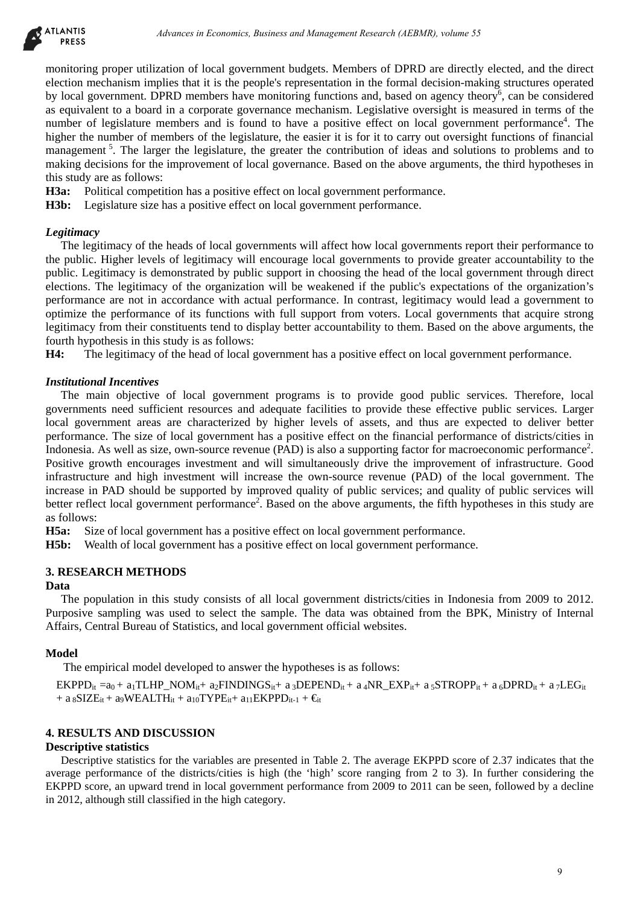monitoring proper utilization of local government budgets. Members of DPRD are directly elected, and the direct election mechanism implies that it is the people's representation in the formal decision-making structures operated by local government. DPRD members have monitoring functions and, based on agency theory[6], can be considered as equivalent to a board in a corporate governance mechanism. Legislative oversight is measured in terms of the number of legislature members and is found to have a positive effect on local government performance[4]. The higher the number of members of the legislature, the easier it is for it to carry out oversight functions of financial management [5]. The larger the legislature, the greater the contribution of ideas and solutions to problems and to making decisions for the improvement of local governance. Based on the above arguments, the third hypotheses in this study are as follows:

**H3a:** Political competition has a positive effect on local government performance.
**H3b:** Legislature size has a positive effect on local government performance.

***Legitimacy***

The legitimacy of the heads of local governments will affect how local governments report their performance to the public. Higher levels of legitimacy will encourage local governments to provide greater accountability to the public. Legitimacy is demonstrated by public support in choosing the head of the local government through direct elections. The legitimacy of the organization will be weakened if the public's expectations of the organization's performance are not in accordance with actual performance. In contrast, legitimacy would lead a government to optimize the performance of its functions with full support from voters. Local governments that acquire strong legitimacy from their constituents tend to display better accountability to them. Based on the above arguments, the fourth hypothesis in this study is as follows:

**H4:** The legitimacy of the head of local government has a positive effect on local government performance.

***Institutional Incentives***

The main objective of local government programs is to provide good public services. Therefore, local governments need sufficient resources and adequate facilities to provide these effective public services. Larger local government areas are characterized by higher levels of assets, and thus are expected to deliver better performance. The size of local government has a positive effect on the financial performance of districts/cities in Indonesia. As well as size, own-source revenue (PAD) is also a supporting factor for macroeconomic performance[2]. Positive growth encourages investment and will simultaneously drive the improvement of infrastructure. Good infrastructure and high investment will increase the own-source revenue (PAD) of the local government. The increase in PAD should be supported by improved quality of public services; and quality of public services will better reflect local government performance[2]. Based on the above arguments, the fifth hypotheses in this study are as follows:

**H5a:** Size of local government has a positive effect on local government performance.
**H5b:** Wealth of local government has a positive effect on local government performance.

## 3. RESEARCH METHODS

### Data

The population in this study consists of all local government districts/cities in Indonesia from 2009 to 2012. Purposive sampling was used to select the sample. The data was obtained from the BPK, Ministry of Internal Affairs, Central Bureau of Statistics, and local government official websites.

### Model

The empirical model developed to answer the hypotheses is as follows:

$$EKPPD_{it} = a_0 + a_1 TLHP\_NOM_{it} + a_2 FINDINGS_{it} + a_3 DEPEND_{it} + a_4 NR\_EXP_{it} + a_5 STROPP_{it} + a_6 DPRD_{it} + a_7 LEG_{it} + a_8 SIZE_{it} + a_9 WEALTH_{it} + a_{10} TYPE_{it} + a_{11} EKPPD_{it-1} + €_{it}$$

## 4. RESULTS AND DISCUSSION

### Descriptive statistics

Descriptive statistics for the variables are presented in Table 2. The average EKPPD score of 2.37 indicates that the average performance of the districts/cities is high (the 'high' score ranging from 2 to 3). In further considering the EKPPD score, an upward trend in local government performance from 2009 to 2011 can be seen, followed by a decline in 2012, although still classified in the high category.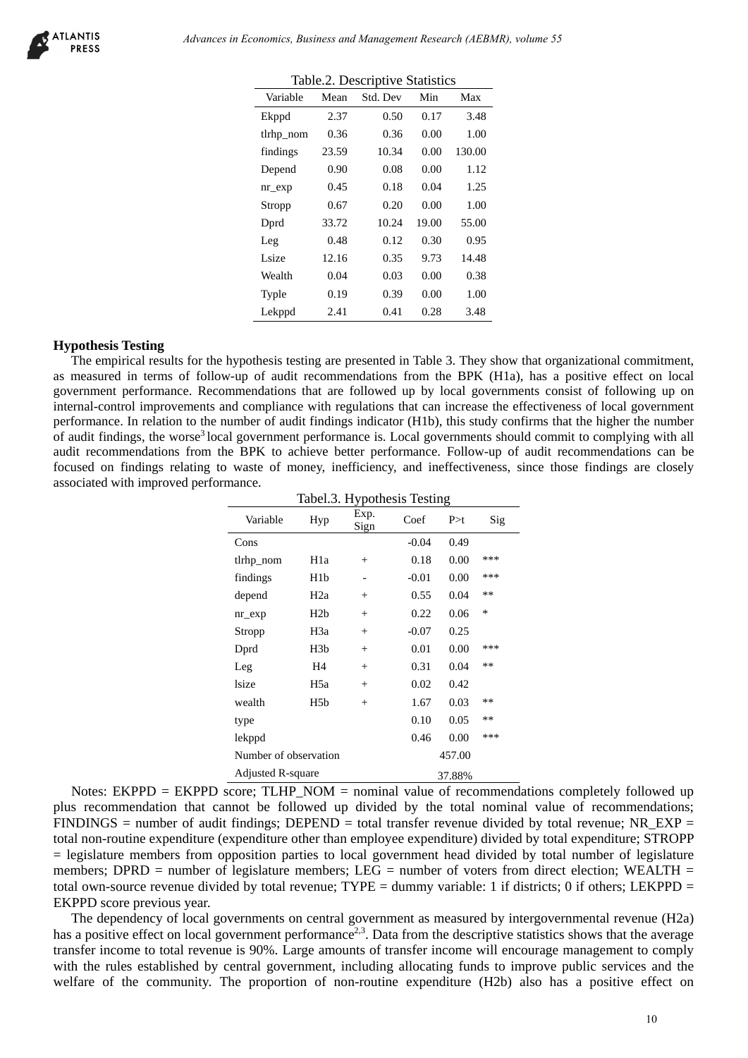Table.2. Descriptive Statistics

| Variable | Mean | Std. Dev | Min | Max |
|---|---|---|---|---|
| Ekppd | 2.37 | 0.50 | 0.17 | 3.48 |
| tlrhp_nom | 0.36 | 0.36 | 0.00 | 1.00 |
| findings | 23.59 | 10.34 | 0.00 | 130.00 |
| Depend | 0.90 | 0.08 | 0.00 | 1.12 |
| nr_exp | 0.45 | 0.18 | 0.04 | 1.25 |
| Stropp | 0.67 | 0.20 | 0.00 | 1.00 |
| Dprd | 33.72 | 10.24 | 19.00 | 55.00 |
| Leg | 0.48 | 0.12 | 0.30 | 0.95 |
| Lsize | 12.16 | 0.35 | 9.73 | 14.48 |
| Wealth | 0.04 | 0.03 | 0.00 | 0.38 |
| Typle | 0.19 | 0.39 | 0.00 | 1.00 |
| Lekppd | 2.41 | 0.41 | 0.28 | 3.48 |

## Hypothesis Testing

The empirical results for the hypothesis testing are presented in Table 3. They show that organizational commitment, as measured in terms of follow-up of audit recommendations from the BPK (H1a), has a positive effect on local government performance. Recommendations that are followed up by local governments consist of following up on internal-control improvements and compliance with regulations that can increase the effectiveness of local government performance. In relation to the number of audit findings indicator (H1b), this study confirms that the higher the number of audit findings, the worse[3] local government performance is. Local governments should commit to complying with all audit recommendations from the BPK to achieve better performance. Follow-up of audit recommendations can be focused on findings relating to waste of money, inefficiency, and ineffectiveness, since those findings are closely associated with improved performance.

Tabel.3. Hypothesis Testing

| Variable | Hyp | Exp. Sign | Coef | P>t | Sig |
|---|---|---|---|---|---|
| Cons | | | -0.04 | 0.49 | |
| tlrhp_nom | H1a | + | 0.18 | 0.00 | *** |
| findings | H1b | - | -0.01 | 0.00 | *** |
| depend | H2a | + | 0.55 | 0.04 | ** |
| nr_exp | H2b | + | 0.22 | 0.06 | * |
| Stropp | H3a | + | -0.07 | 0.25 | |
| Dprd | H3b | + | 0.01 | 0.00 | *** |
| Leg | H4 | + | 0.31 | 0.04 | ** |
| lsize | H5a | + | 0.02 | 0.42 | |
| wealth | H5b | + | 1.67 | 0.03 | ** |
| type | | | 0.10 | 0.05 | ** |
| lekppd | | | 0.46 | 0.00 | *** |
| Number of observation | | | 457.00 | | |
| Adjusted R-square | | | 37.88% | | |

Notes: EKPPD = EKPPD score; TLHP_NOM = nominal value of recommendations completely followed up plus recommendation that cannot be followed up divided by the total nominal value of recommendations; FINDINGS = number of audit findings; DEPEND = total transfer revenue divided by total revenue; NR_EXP = total non-routine expenditure (expenditure other than employee expenditure) divided by total expenditure; STROPP = legislature members from opposition parties to local government head divided by total number of legislature members; DPRD = number of legislature members; LEG = number of voters from direct election; WEALTH = total own-source revenue divided by total revenue; TYPE = dummy variable: 1 if districts; 0 if others; LEKPPD = EKPPD score previous year.

The dependency of local governments on central government as measured by intergovernmental revenue (H2a) has a positive effect on local government performance[2,3]. Data from the descriptive statistics shows that the average transfer income to total revenue is 90%. Large amounts of transfer income will encourage management to comply with the rules established by central government, including allocating funds to improve public services and the welfare of the community. The proportion of non-routine expenditure (H2b) also has a positive effect on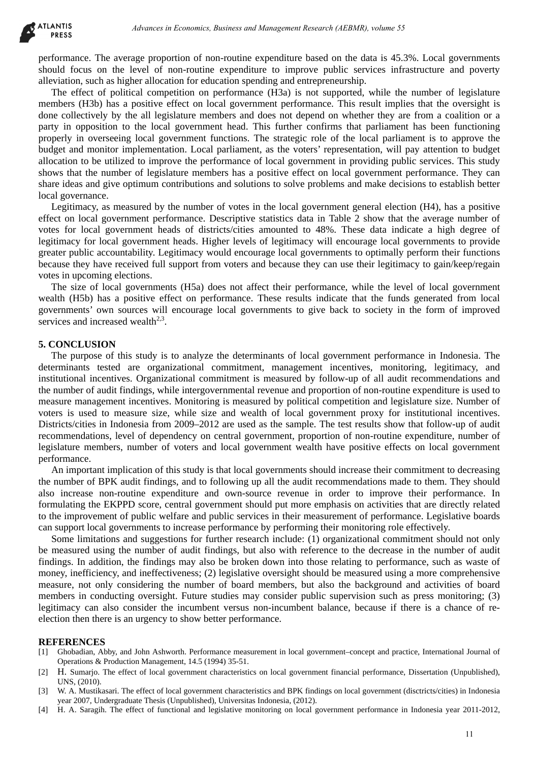performance. The average proportion of non-routine expenditure based on the data is 45.3%. Local governments should focus on the level of non-routine expenditure to improve public services infrastructure and poverty alleviation, such as higher allocation for education spending and entrepreneurship.

The effect of political competition on performance (H3a) is not supported, while the number of legislature members (H3b) has a positive effect on local government performance. This result implies that the oversight is done collectively by the all legislature members and does not depend on whether they are from a coalition or a party in opposition to the local government head. This further confirms that parliament has been functioning properly in overseeing local government functions. The strategic role of the local parliament is to approve the budget and monitor implementation. Local parliament, as the voters' representation, will pay attention to budget allocation to be utilized to improve the performance of local government in providing public services. This study shows that the number of legislature members has a positive effect on local government performance. They can share ideas and give optimum contributions and solutions to solve problems and make decisions to establish better local governance.

Legitimacy, as measured by the number of votes in the local government general election (H4), has a positive effect on local government performance. Descriptive statistics data in Table 2 show that the average number of votes for local government heads of districts/cities amounted to 48%. These data indicate a high degree of legitimacy for local government heads. Higher levels of legitimacy will encourage local governments to provide greater public accountability. Legitimacy would encourage local governments to optimally perform their functions because they have received full support from voters and because they can use their legitimacy to gain/keep/regain votes in upcoming elections.

The size of local governments (H5a) does not affect their performance, while the level of local government wealth (H5b) has a positive effect on performance. These results indicate that the funds generated from local governments' own sources will encourage local governments to give back to society in the form of improved services and increased wealth[2,3].

## 5. CONCLUSION

The purpose of this study is to analyze the determinants of local government performance in Indonesia. The determinants tested are organizational commitment, management incentives, monitoring, legitimacy, and institutional incentives. Organizational commitment is measured by follow-up of all audit recommendations and the number of audit findings, while intergovernmental revenue and proportion of non-routine expenditure is used to measure management incentives. Monitoring is measured by political competition and legislature size. Number of voters is used to measure size, while size and wealth of local government proxy for institutional incentives. Districts/cities in Indonesia from 2009–2012 are used as the sample. The test results show that follow-up of audit recommendations, level of dependency on central government, proportion of non-routine expenditure, number of legislature members, number of voters and local government wealth have positive effects on local government performance.

An important implication of this study is that local governments should increase their commitment to decreasing the number of BPK audit findings, and to following up all the audit recommendations made to them. They should also increase non-routine expenditure and own-source revenue in order to improve their performance. In formulating the EKPPD score, central government should put more emphasis on activities that are directly related to the improvement of public welfare and public services in their measurement of performance. Legislative boards can support local governments to increase performance by performing their monitoring role effectively.

Some limitations and suggestions for further research include: (1) organizational commitment should not only be measured using the number of audit findings, but also with reference to the decrease in the number of audit findings. In addition, the findings may also be broken down into those relating to performance, such as waste of money, inefficiency, and ineffectiveness; (2) legislative oversight should be measured using a more comprehensive measure, not only considering the number of board members, but also the background and activities of board members in conducting oversight. Future studies may consider public supervision such as press monitoring; (3) legitimacy can also consider the incumbent versus non-incumbent balance, because if there is a chance of re-election then there is an urgency to show better performance.

## REFERENCES

[1] Ghobadian, Abby, and John Ashworth. Performance measurement in local government–concept and practice, International Journal of Operations & Production Management, 14.5 (1994) 35-51.

[2] H. Sumarjo. The effect of local government characteristics on local government financial performance, Dissertation (Unpublished), UNS, (2010).

[3] W. A. Mustikasari. The effect of local government characteristics and BPK findings on local government (disctricts/cities) in Indonesia year 2007, Undergraduate Thesis (Unpublished), Universitas Indonesia, (2012).

[4] H. A. Saragih. The effect of functional and legislative monitoring on local government performance in Indonesia year 2011-2012,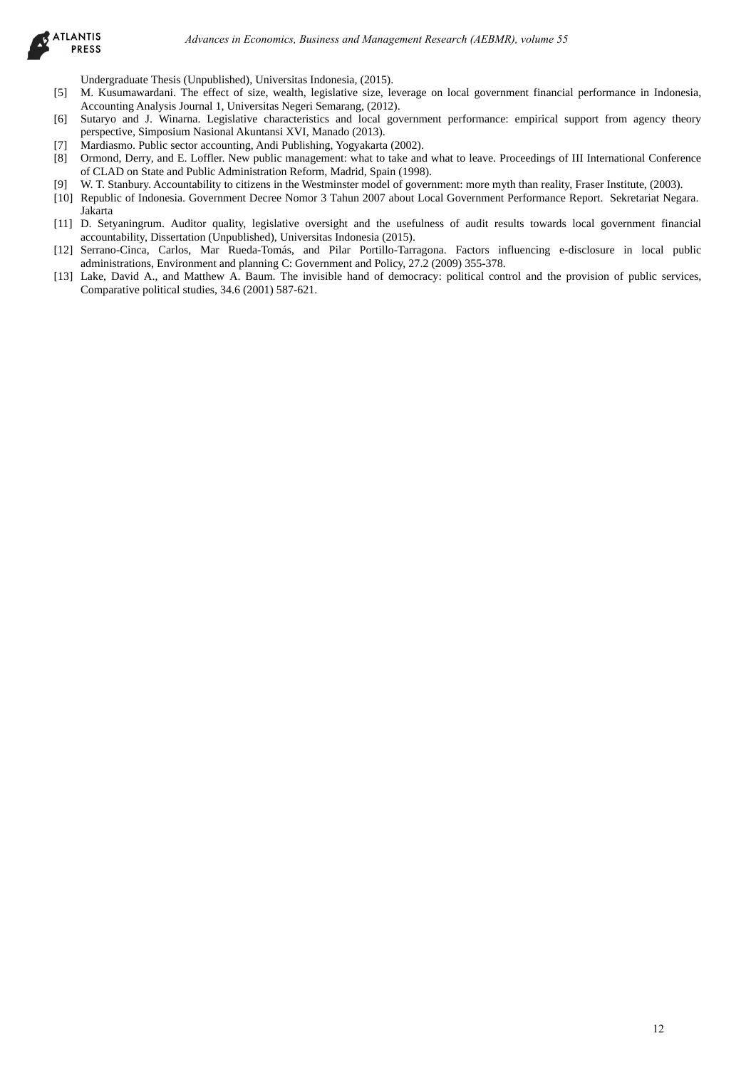Undergraduate Thesis (Unpublished), Universitas Indonesia, (2015).

[5] M. Kusumawardani. The effect of size, wealth, legislative size, leverage on local government financial performance in Indonesia, Accounting Analysis Journal 1, Universitas Negeri Semarang, (2012).

[6] Sutaryo and J. Winarna. Legislative characteristics and local government performance: empirical support from agency theory perspective, Simposium Nasional Akuntansi XVI, Manado (2013).

[7] Mardiasmo. Public sector accounting, Andi Publishing, Yogyakarta (2002).

[8] Ormond, Derry, and E. Loffler. New public management: what to take and what to leave. Proceedings of III International Conference of CLAD on State and Public Administration Reform, Madrid, Spain (1998).

[9] W. T. Stanbury. Accountability to citizens in the Westminster model of government: more myth than reality, Fraser Institute, (2003).

[10] Republic of Indonesia. Government Decree Nomor 3 Tahun 2007 about Local Government Performance Report. Sekretariat Negara. Jakarta

[11] D. Setyaningrum. Auditor quality, legislative oversight and the usefulness of audit results towards local government financial accountability, Dissertation (Unpublished), Universitas Indonesia (2015).

[12] Serrano-Cinca, Carlos, Mar Rueda-Tomás, and Pilar Portillo-Tarragona. Factors influencing e-disclosure in local public administrations, Environment and planning C: Government and Policy, 27.2 (2009) 355-378.

[13] Lake, David A., and Matthew A. Baum. The invisible hand of democracy: political control and the provision of public services, Comparative political studies, 34.6 (2001) 587-621.